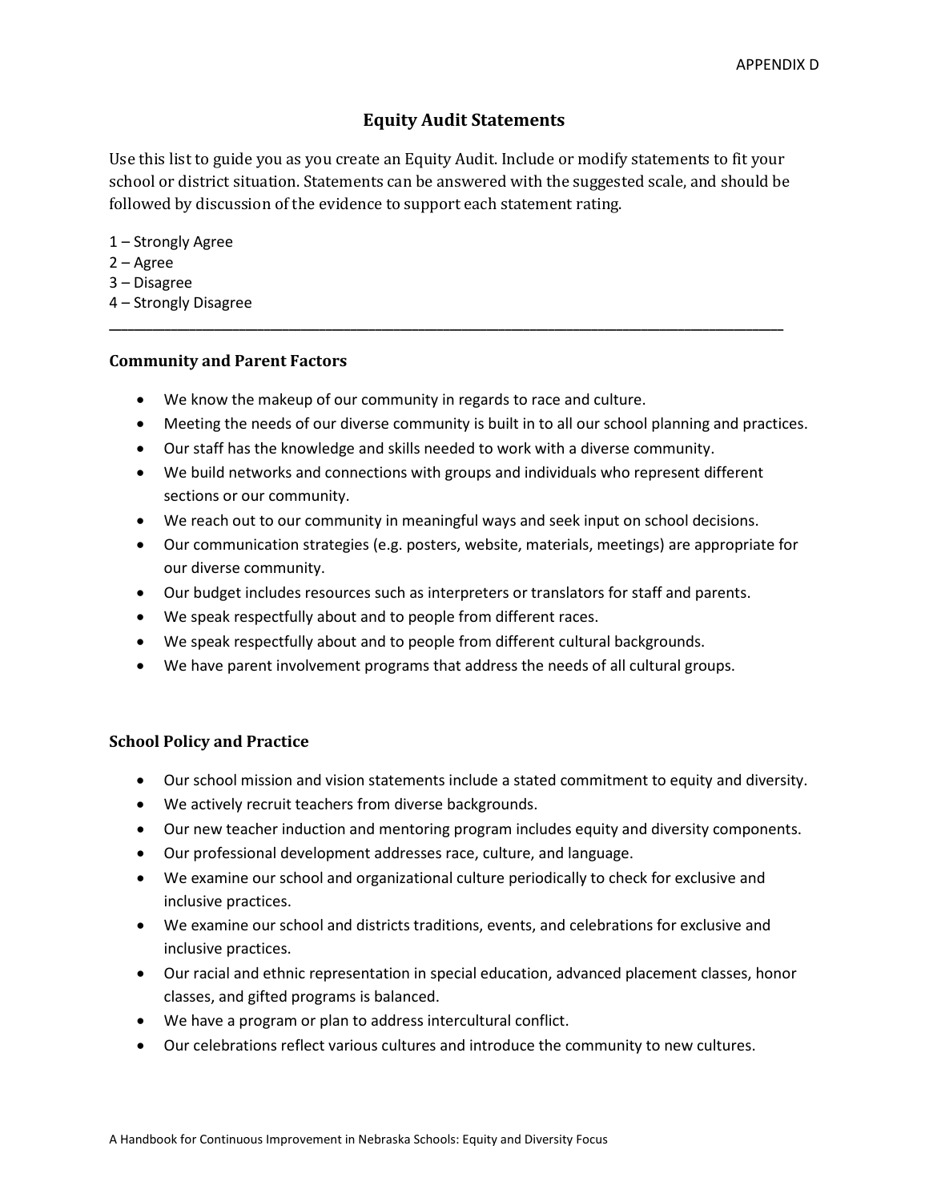APPENDIX D

# Equity Audit Statements

Use this list to guide you as you create an Equity Audit. Include or modify statements to fit your school or district situation. Statements can be answered with the suggested scale, and should be followed by discussion of the evidence to support each statement rating.

1 – Strongly Agree
2 – Agree
3 – Disagree
4 – Strongly Disagree

---

### Community and Parent Factors

- We know the makeup of our community in regards to race and culture.
- Meeting the needs of our diverse community is built in to all our school planning and practices.
- Our staff has the knowledge and skills needed to work with a diverse community.
- We build networks and connections with groups and individuals who represent different sections or our community.
- We reach out to our community in meaningful ways and seek input on school decisions.
- Our communication strategies (e.g. posters, website, materials, meetings) are appropriate for our diverse community.
- Our budget includes resources such as interpreters or translators for staff and parents.
- We speak respectfully about and to people from different races.
- We speak respectfully about and to people from different cultural backgrounds.
- We have parent involvement programs that address the needs of all cultural groups.

### School Policy and Practice

- Our school mission and vision statements include a stated commitment to equity and diversity.
- We actively recruit teachers from diverse backgrounds.
- Our new teacher induction and mentoring program includes equity and diversity components.
- Our professional development addresses race, culture, and language.
- We examine our school and organizational culture periodically to check for exclusive and inclusive practices.
- We examine our school and districts traditions, events, and celebrations for exclusive and inclusive practices.
- Our racial and ethnic representation in special education, advanced placement classes, honor classes, and gifted programs is balanced.
- We have a program or plan to address intercultural conflict.
- Our celebrations reflect various cultures and introduce the community to new cultures.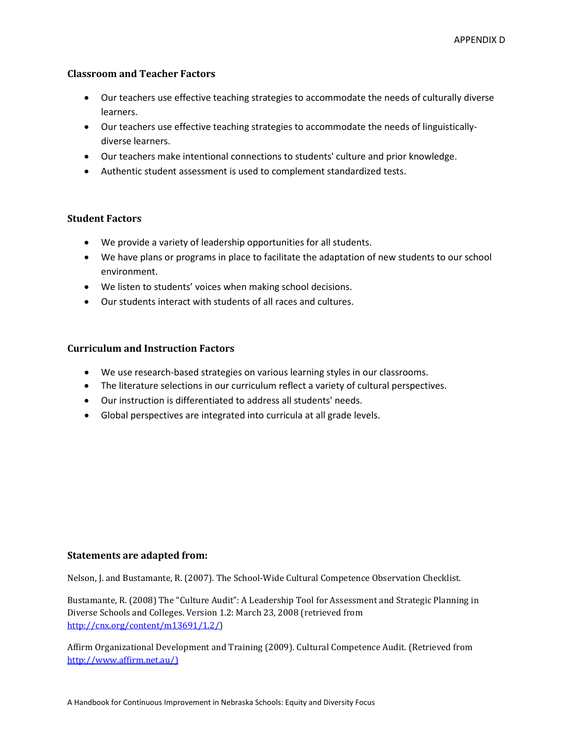### Classroom and Teacher Factors

- Our teachers use effective teaching strategies to accommodate the needs of culturally diverse learners.
- Our teachers use effective teaching strategies to accommodate the needs of linguistically-diverse learners.
- Our teachers make intentional connections to students' culture and prior knowledge.
- Authentic student assessment is used to complement standardized tests.

### Student Factors

- We provide a variety of leadership opportunities for all students.
- We have plans or programs in place to facilitate the adaptation of new students to our school environment.
- We listen to students' voices when making school decisions.
- Our students interact with students of all races and cultures.

### Curriculum and Instruction Factors

- We use research-based strategies on various learning styles in our classrooms.
- The literature selections in our curriculum reflect a variety of cultural perspectives.
- Our instruction is differentiated to address all students' needs.
- Global perspectives are integrated into curricula at all grade levels.

### Statements are adapted from:

Nelson, J. and Bustamante, R. (2007). The School-Wide Cultural Competence Observation Checklist.

Bustamante, R. (2008) The "Culture Audit": A Leadership Tool for Assessment and Strategic Planning in Diverse Schools and Colleges. Version 1.2: March 23, 2008 (retrieved from http://cnx.org/content/m13691/1.2/)

Affirm Organizational Development and Training (2009). Cultural Competence Audit. (Retrieved from http://www.affirm.net.au/)